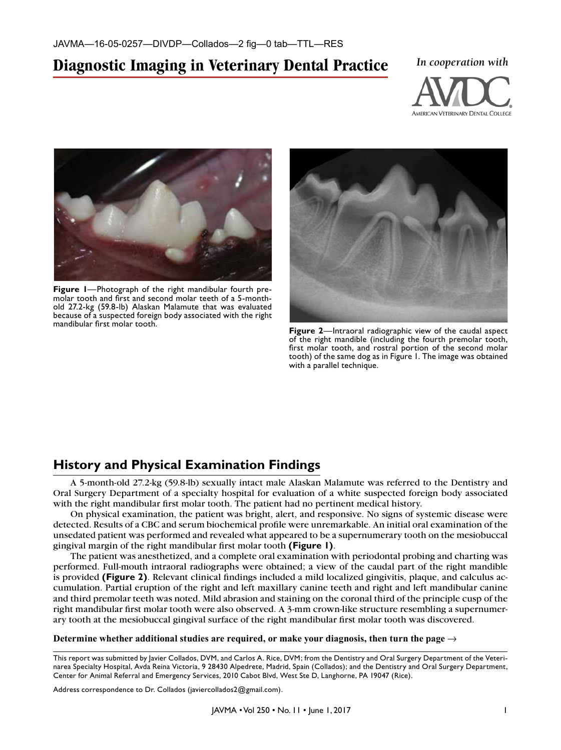JAVMA—16-05-0257—DIVDP—Collados—2 fig—0 tab—TTL—RES

# Diagnostic Imaging in Veterinary Dental Practice

*In cooperation with*

AVDC — American Veterinary Dental College

**Figure 1**—Photograph of the right mandibular fourth premolar tooth and first and second molar teeth of a 5-month-old 27.2-kg (59.8-lb) Alaskan Malamute that was evaluated because of a suspected foreign body associated with the right mandibular first molar tooth.

**Figure 2**—Intraoral radiographic view of the caudal aspect of the right mandible (including the fourth premolar tooth, first molar tooth, and rostral portion of the second molar tooth) of the same dog as in Figure 1. The image was obtained with a parallel technique.

## History and Physical Examination Findings

A 5-month-old 27.2-kg (59.8-lb) sexually intact male Alaskan Malamute was referred to the Dentistry and Oral Surgery Department of a specialty hospital for evaluation of a white suspected foreign body associated with the right mandibular first molar tooth. The patient had no pertinent medical history.

On physical examination, the patient was bright, alert, and responsive. No signs of systemic disease were detected. Results of a CBC and serum biochemical profile were unremarkable. An initial oral examination of the unsedated patient was performed and revealed what appeared to be a supernumerary tooth on the mesiobuccal gingival margin of the right mandibular first molar tooth **(Figure 1)**.

The patient was anesthetized, and a complete oral examination with periodontal probing and charting was performed. Full-mouth intraoral radiographs were obtained; a view of the caudal part of the right mandible is provided **(Figure 2)**. Relevant clinical findings included a mild localized gingivitis, plaque, and calculus accumulation. Partial eruption of the right and left maxillary canine teeth and right and left mandibular canine and third premolar teeth was noted. Mild abrasion and staining on the coronal third of the principle cusp of the right mandibular first molar tooth were also observed. A 3-mm crown-like structure resembling a supernumerary tooth at the mesiobuccal gingival surface of the right mandibular first molar tooth was discovered.

**Determine whether additional studies are required, or make your diagnosis, then turn the page →**

This report was submitted by Javier Collados, DVM, and Carlos A. Rice, DVM; from the Dentistry and Oral Surgery Department of the Veterinarea Specialty Hospital, Avda Reina Victoria, 9 28430 Alpedrete, Madrid, Spain (Collados); and the Dentistry and Oral Surgery Department, Center for Animal Referral and Emergency Services, 2010 Cabot Blvd, West Ste D, Langhorne, PA 19047 (Rice).

Address correspondence to Dr. Collados (javiercollados2@gmail.com).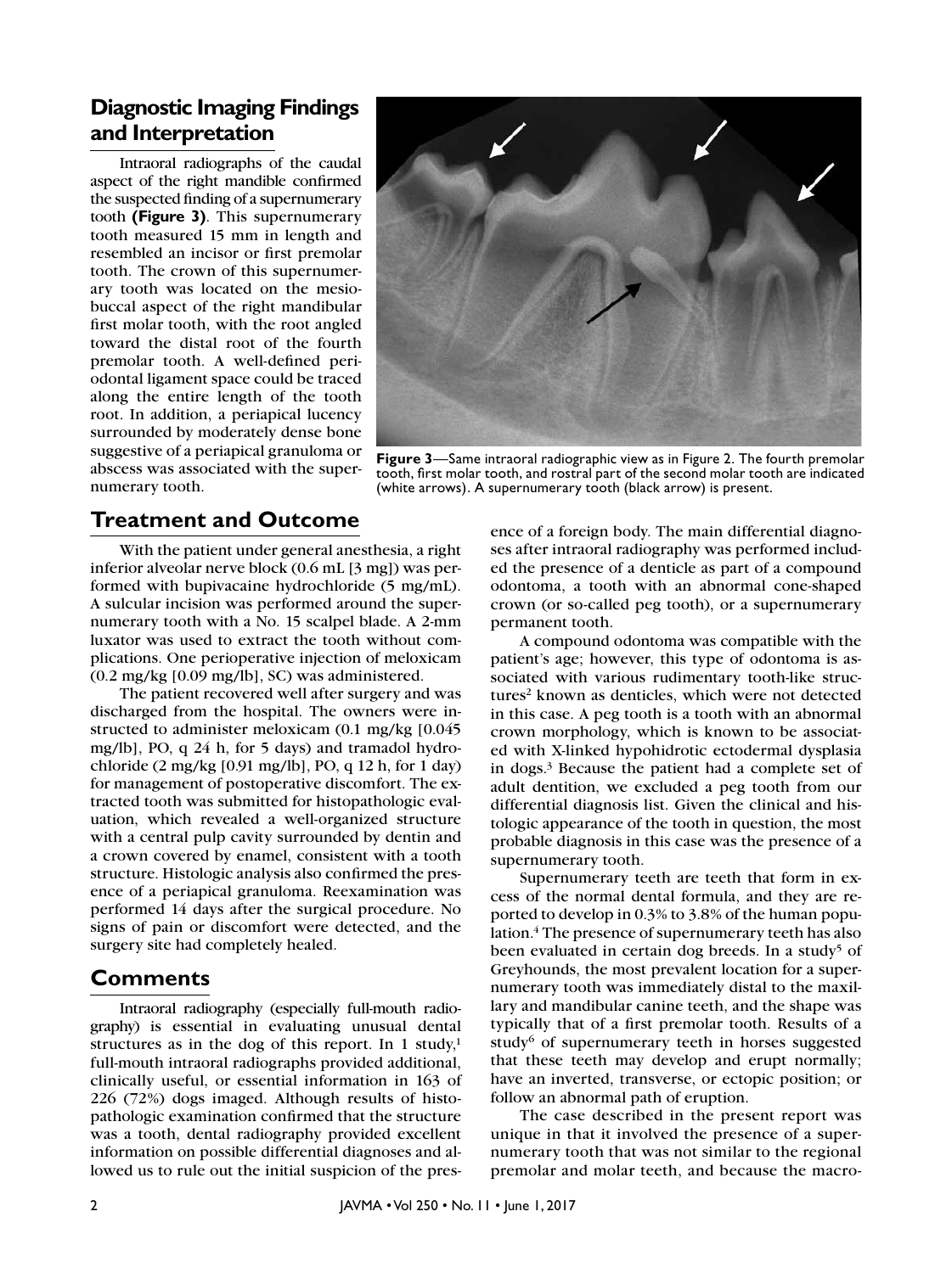## Diagnostic Imaging Findings and Interpretation

Intraoral radiographs of the caudal aspect of the right mandible confirmed the suspected finding of a supernumerary tooth **(Figure 3)**. This supernumerary tooth measured 15 mm in length and resembled an incisor or first premolar tooth. The crown of this supernumerary tooth was located on the mesiobuccal aspect of the right mandibular first molar tooth, with the root angled toward the distal root of the fourth premolar tooth. A well-defined periodontal ligament space could be traced along the entire length of the tooth root. In addition, a periapical lucency surrounded by moderately dense bone suggestive of a periapical granuloma or abscess was associated with the supernumerary tooth.

**Figure 3**—Same intraoral radiographic view as in Figure 2. The fourth premolar tooth, first molar tooth, and rostral part of the second molar tooth are indicated (white arrows). A supernumerary tooth (black arrow) is present.

## Treatment and Outcome

With the patient under general anesthesia, a right inferior alveolar nerve block (0.6 mL [3 mg]) was performed with bupivacaine hydrochloride (5 mg/mL). A sulcular incision was performed around the supernumerary tooth with a No. 15 scalpel blade. A 2-mm luxator was used to extract the tooth without complications. One perioperative injection of meloxicam (0.2 mg/kg [0.09 mg/lb], SC) was administered.

The patient recovered well after surgery and was discharged from the hospital. The owners were instructed to administer meloxicam (0.1 mg/kg [0.045 mg/lb], PO, q 24 h, for 5 days) and tramadol hydrochloride (2 mg/kg [0.91 mg/lb], PO, q 12 h, for 1 day) for management of postoperative discomfort. The extracted tooth was submitted for histopathologic evaluation, which revealed a well-organized structure with a central pulp cavity surrounded by dentin and a crown covered by enamel, consistent with a tooth structure. Histologic analysis also confirmed the presence of a periapical granuloma. Reexamination was performed 14 days after the surgical procedure. No signs of pain or discomfort were detected, and the surgery site had completely healed.

## Comments

Intraoral radiography (especially full-mouth radiography) is essential in evaluating unusual dental structures as in the dog of this report. In 1 study,[1] full-mouth intraoral radiographs provided additional, clinically useful, or essential information in 163 of 226 (72%) dogs imaged. Although results of histopathologic examination confirmed that the structure was a tooth, dental radiography provided excellent information on possible differential diagnoses and allowed us to rule out the initial suspicion of the presence of a foreign body. The main differential diagnoses after intraoral radiography was performed included the presence of a denticle as part of a compound odontoma, a tooth with an abnormal cone-shaped crown (or so-called peg tooth), or a supernumerary permanent tooth.

A compound odontoma was compatible with the patient's age; however, this type of odontoma is associated with various rudimentary tooth-like structures[2] known as denticles, which were not detected in this case. A peg tooth is a tooth with an abnormal crown morphology, which is known to be associated with X-linked hypohidrotic ectodermal dysplasia in dogs.[3] Because the patient had a complete set of adult dentition, we excluded a peg tooth from our differential diagnosis list. Given the clinical and histologic appearance of the tooth in question, the most probable diagnosis in this case was the presence of a supernumerary tooth.

Supernumerary teeth are teeth that form in excess of the normal dental formula, and they are reported to develop in 0.3% to 3.8% of the human population.[4] The presence of supernumerary teeth has also been evaluated in certain dog breeds. In a study[5] of Greyhounds, the most prevalent location for a supernumerary tooth was immediately distal to the maxillary and mandibular canine teeth, and the shape was typically that of a first premolar tooth. Results of a study[6] of supernumerary teeth in horses suggested that these teeth may develop and erupt normally; have an inverted, transverse, or ectopic position; or follow an abnormal path of eruption.

The case described in the present report was unique in that it involved the presence of a supernumerary tooth that was not similar to the regional premolar and molar teeth, and because the macro-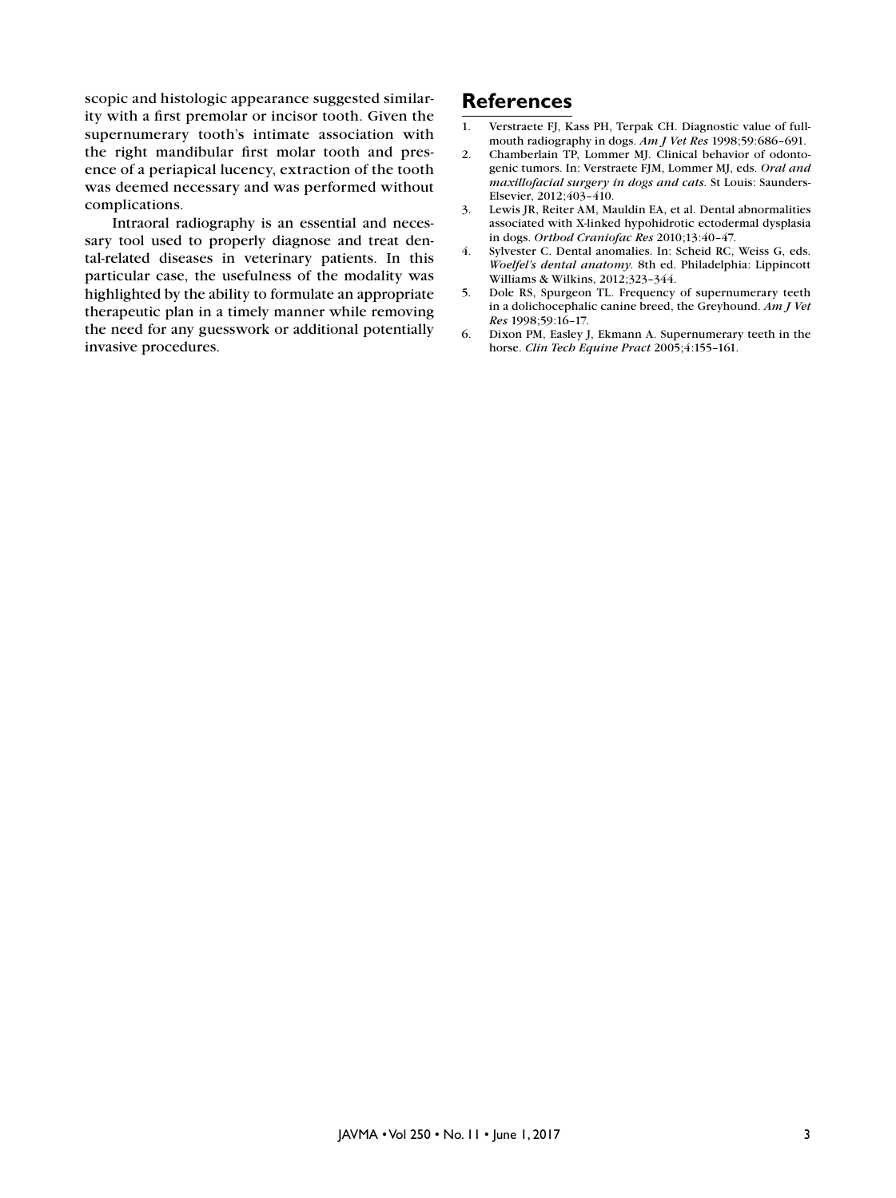scopic and histologic appearance suggested similarity with a first premolar or incisor tooth. Given the supernumerary tooth's intimate association with the right mandibular first molar tooth and presence of a periapical lucency, extraction of the tooth was deemed necessary and was performed without complications.

Intraoral radiography is an essential and necessary tool used to properly diagnose and treat dental-related diseases in veterinary patients. In this particular case, the usefulness of the modality was highlighted by the ability to formulate an appropriate therapeutic plan in a timely manner while removing the need for any guesswork or additional potentially invasive procedures.

## References

1. Verstraete FJ, Kass PH, Terpak CH. Diagnostic value of full-mouth radiography in dogs. *Am J Vet Res* 1998;59:686–691.
2. Chamberlain TP, Lommer MJ. Clinical behavior of odontogenic tumors. In: Verstraete FJM, Lommer MJ, eds. *Oral and maxillofacial surgery in dogs and cats*. St Louis: Saunders-Elsevier, 2012;403–410.
3. Lewis JR, Reiter AM, Mauldin EA, et al. Dental abnormalities associated with X-linked hypohidrotic ectodermal dysplasia in dogs. *Orthod Craniofac Res* 2010;13:40–47.
4. Sylvester C. Dental anomalies. In: Scheid RC, Weiss G, eds. *Woelfel's dental anatomy*. 8th ed. Philadelphia: Lippincott Williams & Wilkins, 2012;323–344.
5. Dole RS, Spurgeon TL. Frequency of supernumerary teeth in a dolichocephalic canine breed, the Greyhound. *Am J Vet Res* 1998;59:16–17.
6. Dixon PM, Easley J, Ekmann A. Supernumerary teeth in the horse. *Clin Tech Equine Pract* 2005;4:155–161.